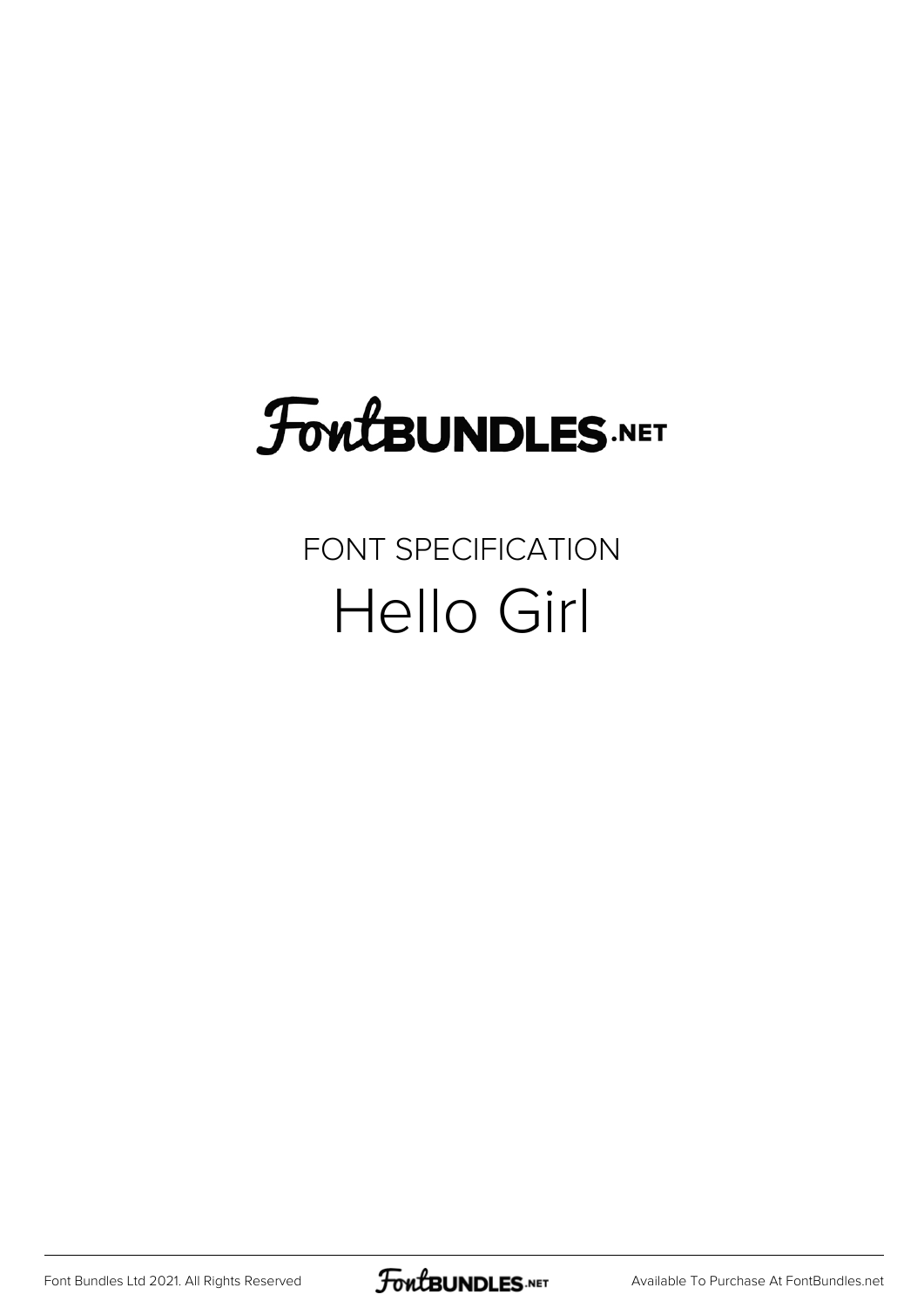FontBUNDLES.NET

FONT SPECIFICATION

# Hello Girl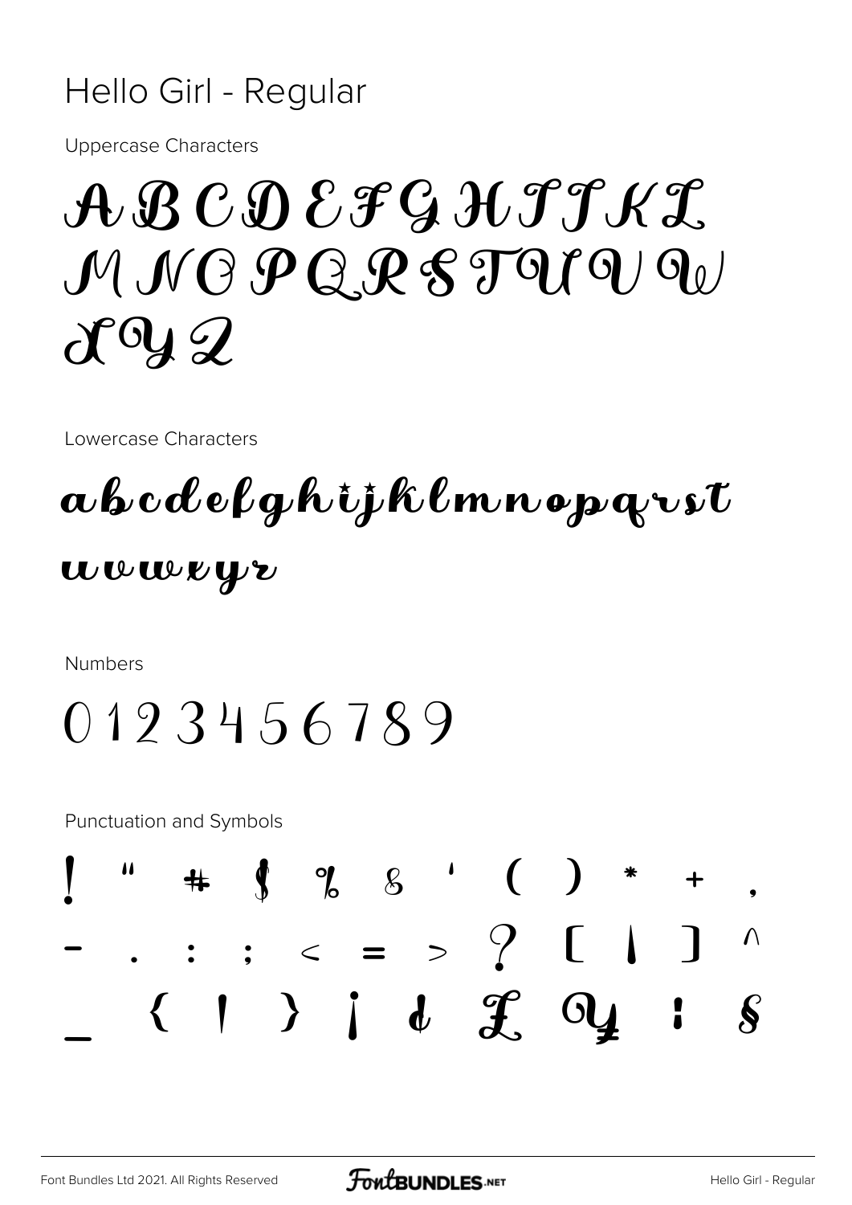# Hello Girl - Regular

Uppercase Characters

A B C D E F G H I J K L
M N O P Q R S T U V W
X Y Z

Lowercase Characters

a b c d e f g h i j k l m n o p q r s t
u v w x y z

Numbers

0 1 2 3 4 5 6 7 8 9

Punctuation and Symbols

! " # $ % & ' ( ) * + ,
- . : ; < = > ? [ | ] ^
_ { | } ¡ ¢ £ ¥ ¦ §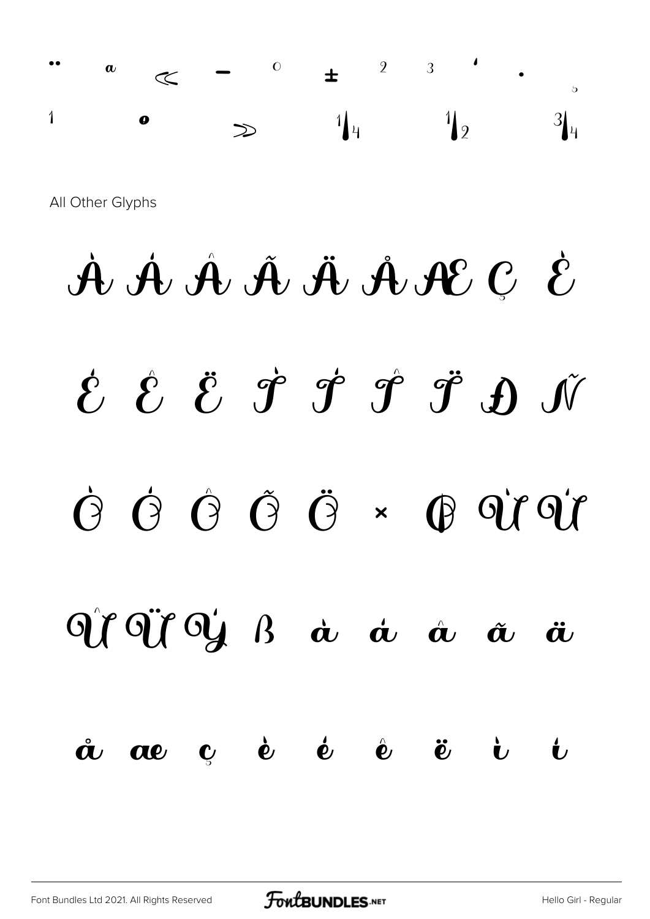¨ ª « ¬ ° ± ² ³ ´ · ¸
¹ º » ¼ ½ ¾

All Other Glyphs

À Á Â Ã Ä Å Æ Ç È

É Ê Ë Ì Í Î Ï Ð Ñ

Ò Ó Ô Õ Ö × Ø Ù Ú

Û Ü Ý ß à á â ã ä

å æ ç è é ê ë ì í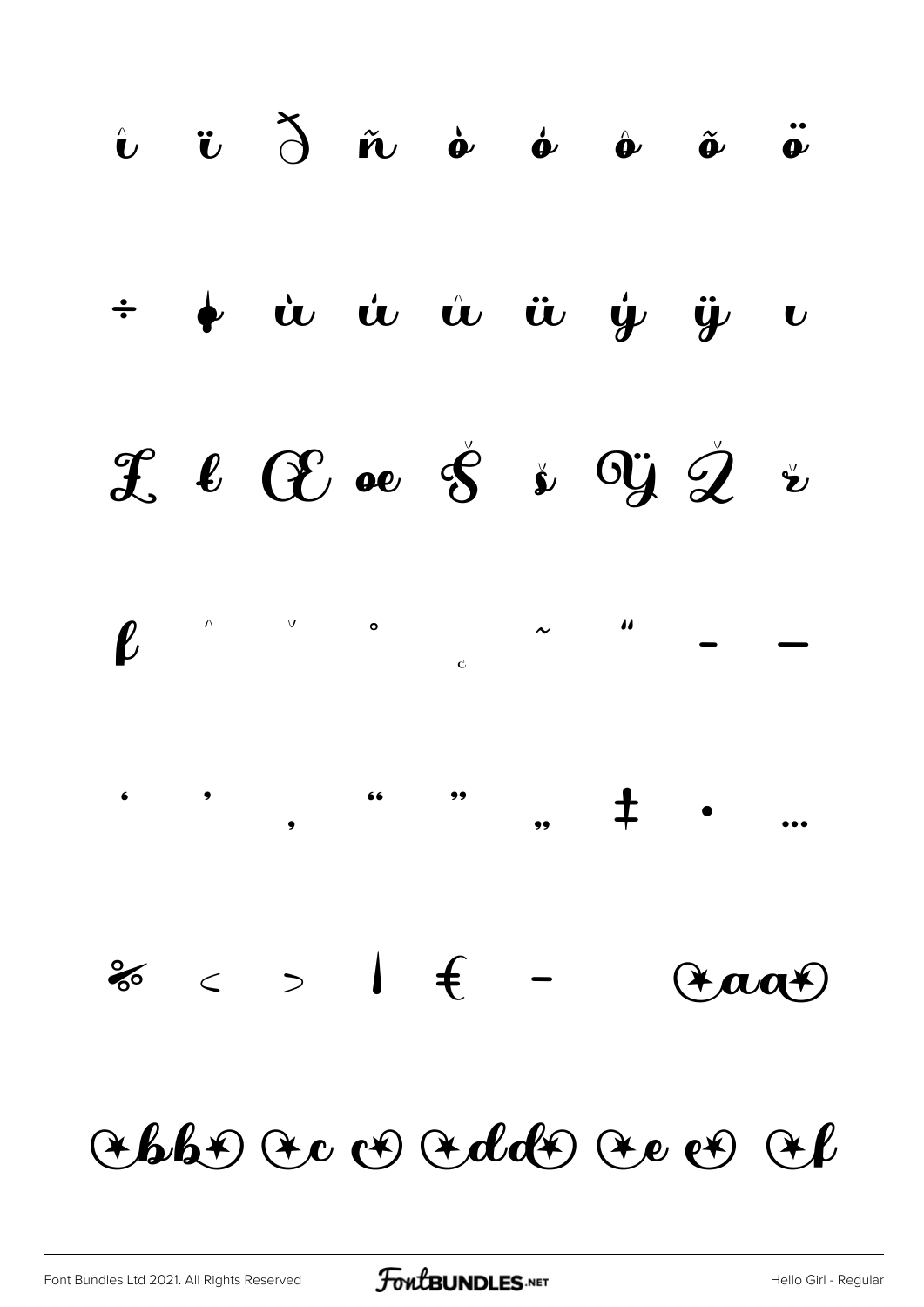î ï ð ñ ò ó ô õ ö

÷ ø ù ú û ü ý ÿ ı

Ł ł Œ œ Š š Ÿ Ž ž

ƒ ˆ ˇ ˚ ˛ ˜ ˝ – —

‘ ’ ‚ “ ” „ ‡ • …

‰ ‹ › ¦ € −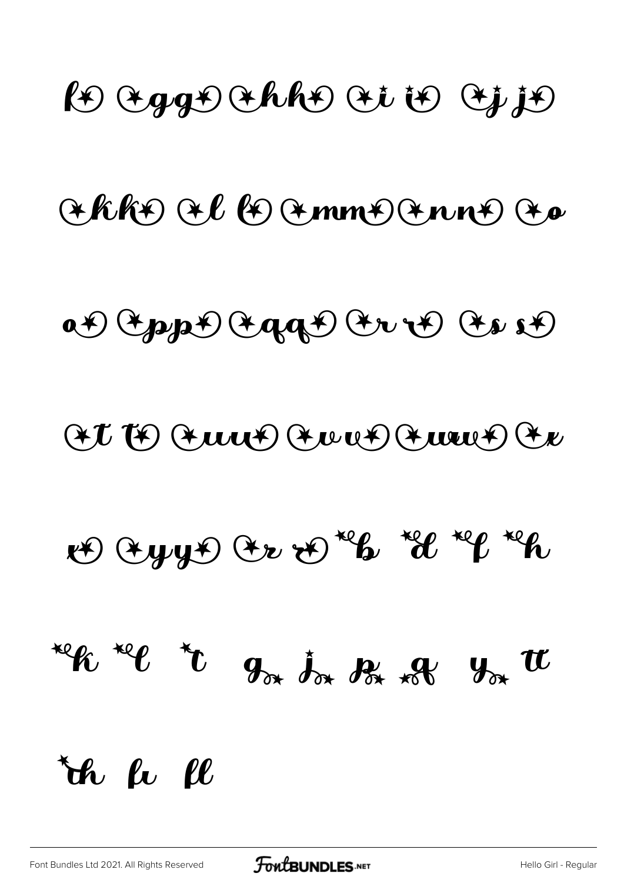f✶ ✶gg✶ ✶hh✶ ✶i i✶ ✶j j✶

✶kk✶ ✶l l✶ ✶mm✶ ✶nn✶ ✶o

o✶ ✶pp✶ ✶qq✶ ✶r r✶ ✶s s✶

✶t t✶ ✶uu✶ ✶vv✶ ✶ww✶ ✶x

x✶ ✶yy✶ ✶z z✶ ✶b ✶d ✶f ✶h

✶k ✶l ✶t g✶ j✶ p✶ ✶q y✶ tt

✶th fi fl